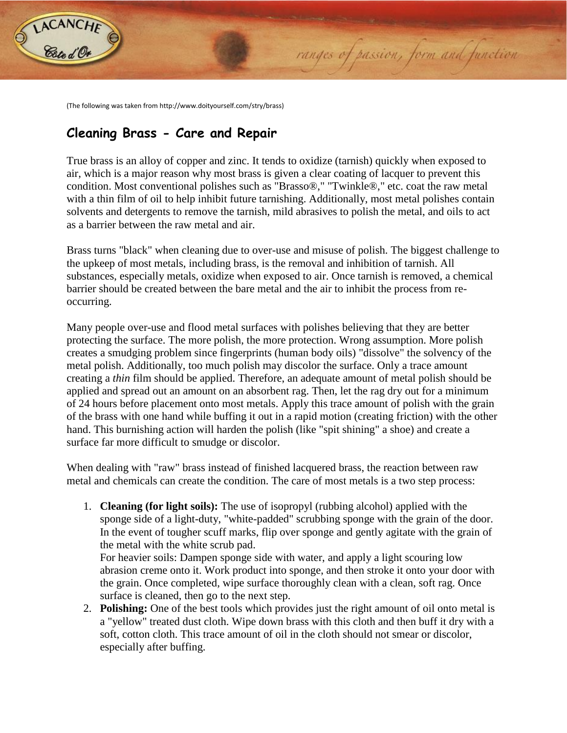(The following was taken from http://www.doityourself.com/stry/brass)

## Cleaning Brass - Care and Repair

True brass is an alloy of copper and zinc. It tends to oxidize (tarnish) quickly when exposed to air, which is a major reason why most brass is given a clear coating of lacquer to prevent this condition. Most conventional polishes such as "Brasso®," "Twinkle®," etc. coat the raw metal with a thin film of oil to help inhibit future tarnishing. Additionally, most metal polishes contain solvents and detergents to remove the tarnish, mild abrasives to polish the metal, and oils to act as a barrier between the raw metal and air.

Brass turns "black" when cleaning due to over-use and misuse of polish. The biggest challenge to the upkeep of most metals, including brass, is the removal and inhibition of tarnish. All substances, especially metals, oxidize when exposed to air. Once tarnish is removed, a chemical barrier should be created between the bare metal and the air to inhibit the process from re-occurring.

Many people over-use and flood metal surfaces with polishes believing that they are better protecting the surface. The more polish, the more protection. Wrong assumption. More polish creates a smudging problem since fingerprints (human body oils) "dissolve" the solvency of the metal polish. Additionally, too much polish may discolor the surface. Only a trace amount creating a *thin* film should be applied. Therefore, an adequate amount of metal polish should be applied and spread out an amount on an absorbent rag. Then, let the rag dry out for a minimum of 24 hours before placement onto most metals. Apply this trace amount of polish with the grain of the brass with one hand while buffing it out in a rapid motion (creating friction) with the other hand. This burnishing action will harden the polish (like "spit shining" a shoe) and create a surface far more difficult to smudge or discolor.

When dealing with "raw" brass instead of finished lacquered brass, the reaction between raw metal and chemicals can create the condition. The care of most metals is a two step process:

1. **Cleaning (for light soils):** The use of isopropyl (rubbing alcohol) applied with the sponge side of a light-duty, "white-padded" scrubbing sponge with the grain of the door. In the event of tougher scuff marks, flip over sponge and gently agitate with the grain of the metal with the white scrub pad.
   For heavier soils: Dampen sponge side with water, and apply a light scouring low abrasion creme onto it. Work product into sponge, and then stroke it onto your door with the grain. Once completed, wipe surface thoroughly clean with a clean, soft rag. Once surface is cleaned, then go to the next step.
2. **Polishing:** One of the best tools which provides just the right amount of oil onto metal is a "yellow" treated dust cloth. Wipe down brass with this cloth and then buff it dry with a soft, cotton cloth. This trace amount of oil in the cloth should not smear or discolor, especially after buffing.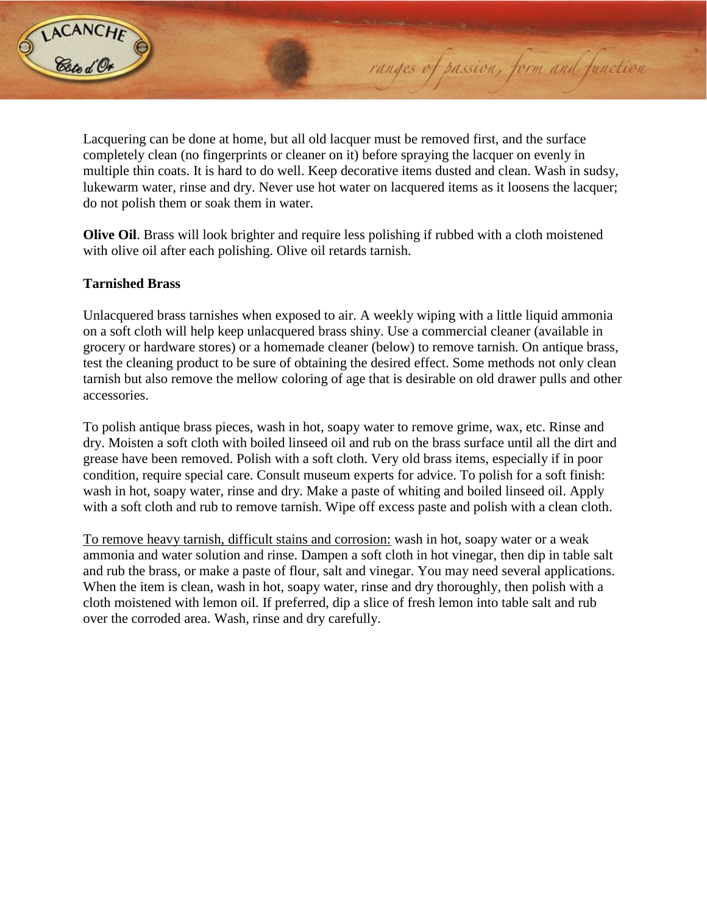Lacquering can be done at home, but all old lacquer must be removed first, and the surface completely clean (no fingerprints or cleaner on it) before spraying the lacquer on evenly in multiple thin coats. It is hard to do well. Keep decorative items dusted and clean. Wash in sudsy, lukewarm water, rinse and dry. Never use hot water on lacquered items as it loosens the lacquer; do not polish them or soak them in water.

**Olive Oil**. Brass will look brighter and require less polishing if rubbed with a cloth moistened with olive oil after each polishing. Olive oil retards tarnish.

**Tarnished Brass**

Unlacquered brass tarnishes when exposed to air. A weekly wiping with a little liquid ammonia on a soft cloth will help keep unlacquered brass shiny. Use a commercial cleaner (available in grocery or hardware stores) or a homemade cleaner (below) to remove tarnish. On antique brass, test the cleaning product to be sure of obtaining the desired effect. Some methods not only clean tarnish but also remove the mellow coloring of age that is desirable on old drawer pulls and other accessories.

To polish antique brass pieces, wash in hot, soapy water to remove grime, wax, etc. Rinse and dry. Moisten a soft cloth with boiled linseed oil and rub on the brass surface until all the dirt and grease have been removed. Polish with a soft cloth. Very old brass items, especially if in poor condition, require special care. Consult museum experts for advice. To polish for a soft finish: wash in hot, soapy water, rinse and dry. Make a paste of whiting and boiled linseed oil. Apply with a soft cloth and rub to remove tarnish. Wipe off excess paste and polish with a clean cloth.

<u>To remove heavy tarnish, difficult stains and corrosion:</u> wash in hot, soapy water or a weak ammonia and water solution and rinse. Dampen a soft cloth in hot vinegar, then dip in table salt and rub the brass, or make a paste of flour, salt and vinegar. You may need several applications. When the item is clean, wash in hot, soapy water, rinse and dry thoroughly, then polish with a cloth moistened with lemon oil. If preferred, dip a slice of fresh lemon into table salt and rub over the corroded area. Wash, rinse and dry carefully.